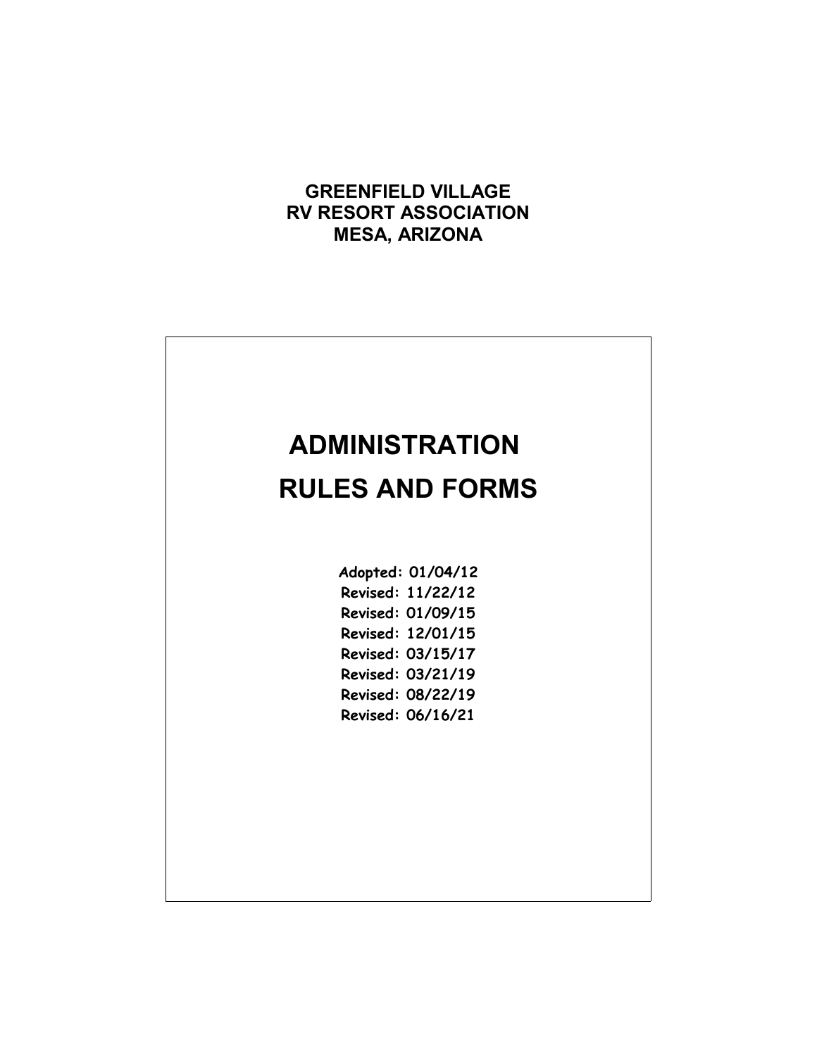# GREENFIELD VILLAGE
# RV RESORT ASSOCIATION
# MESA, ARIZONA

# ADMINISTRATION
# RULES AND FORMS

**Adopted: 01/04/12**
**Revised: 11/22/12**
**Revised: 01/09/15**
**Revised: 12/01/15**
**Revised: 03/15/17**
**Revised: 03/21/19**
**Revised: 08/22/19**
**Revised: 06/16/21**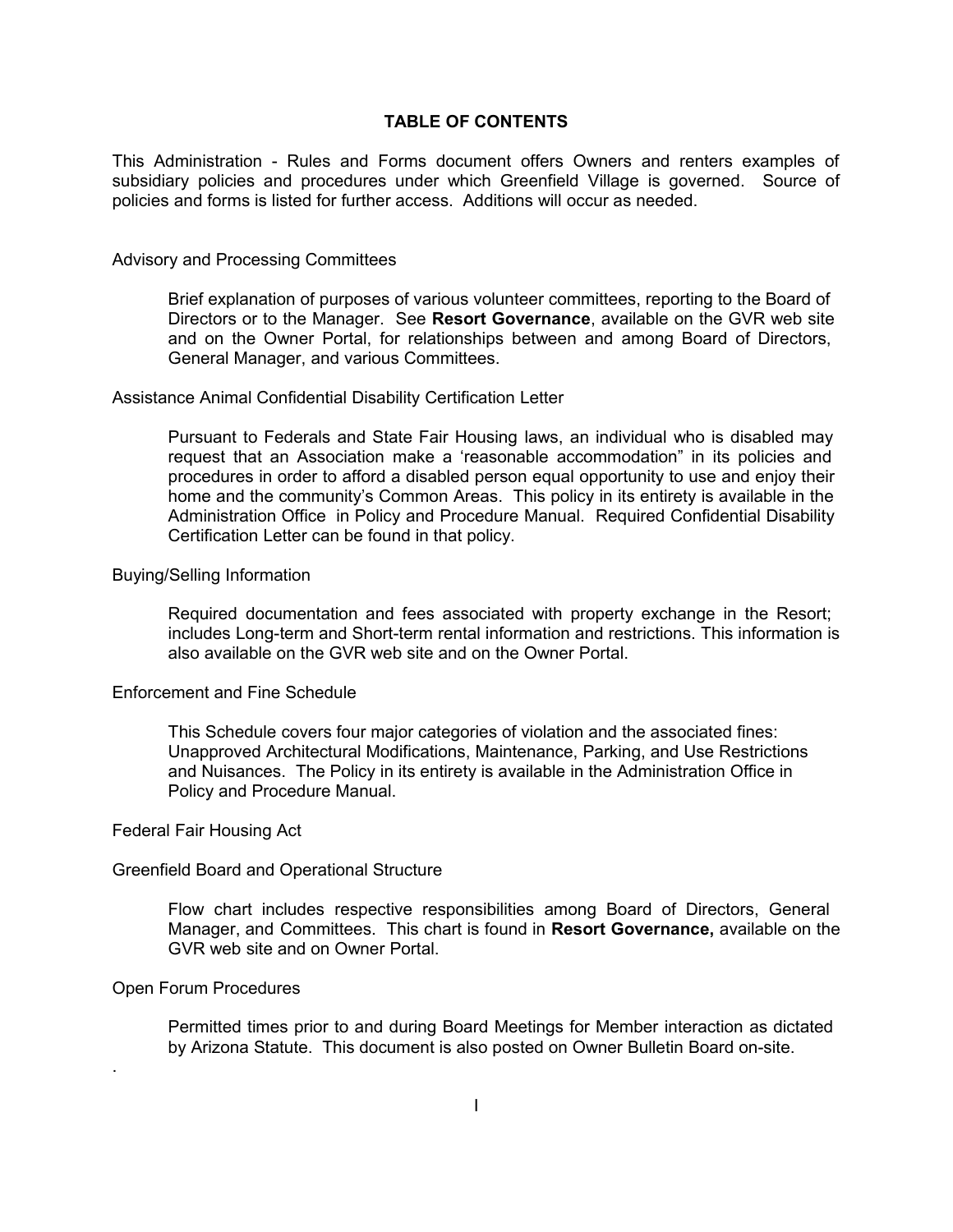# TABLE OF CONTENTS

This Administration - Rules and Forms document offers Owners and renters examples of subsidiary policies and procedures under which Greenfield Village is governed. Source of policies and forms is listed for further access. Additions will occur as needed.

Advisory and Processing Committees

> Brief explanation of purposes of various volunteer committees, reporting to the Board of Directors or to the Manager. See **Resort Governance**, available on the GVR web site and on the Owner Portal, for relationships between and among Board of Directors, General Manager, and various Committees.

Assistance Animal Confidential Disability Certification Letter

> Pursuant to Federals and State Fair Housing laws, an individual who is disabled may request that an Association make a 'reasonable accommodation" in its policies and procedures in order to afford a disabled person equal opportunity to use and enjoy their home and the community's Common Areas. This policy in its entirety is available in the Administration Office in Policy and Procedure Manual. Required Confidential Disability Certification Letter can be found in that policy.

Buying/Selling Information

> Required documentation and fees associated with property exchange in the Resort; includes Long-term and Short-term rental information and restrictions. This information is also available on the GVR web site and on the Owner Portal.

Enforcement and Fine Schedule

> This Schedule covers four major categories of violation and the associated fines: Unapproved Architectural Modifications, Maintenance, Parking, and Use Restrictions and Nuisances. The Policy in its entirety is available in the Administration Office in Policy and Procedure Manual.

Federal Fair Housing Act

Greenfield Board and Operational Structure

> Flow chart includes respective responsibilities among Board of Directors, General Manager, and Committees. This chart is found in **Resort Governance,** available on the GVR web site and on Owner Portal.

Open Forum Procedures

> Permitted times prior to and during Board Meetings for Member interaction as dictated by Arizona Statute. This document is also posted on Owner Bulletin Board on-site.

.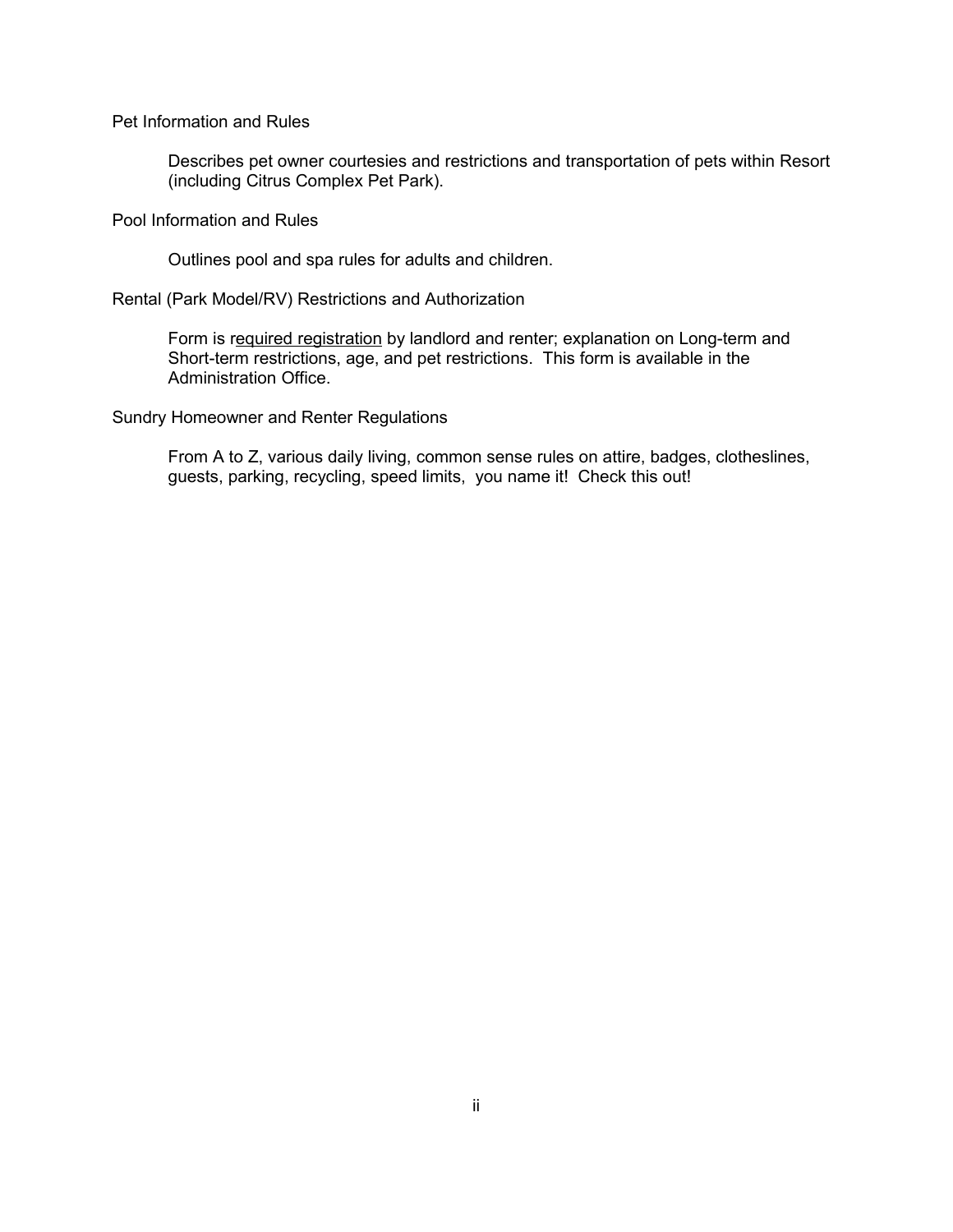Pet Information and Rules

> Describes pet owner courtesies and restrictions and transportation of pets within Resort (including Citrus Complex Pet Park).

Pool Information and Rules

> Outlines pool and spa rules for adults and children.

Rental (Park Model/RV) Restrictions and Authorization

> Form is r<u>equired registration</u> by landlord and renter; explanation on Long-term and Short-term restrictions, age, and pet restrictions. This form is available in the Administration Office.

Sundry Homeowner and Renter Regulations

> From A to Z, various daily living, common sense rules on attire, badges, clotheslines, guests, parking, recycling, speed limits, you name it! Check this out!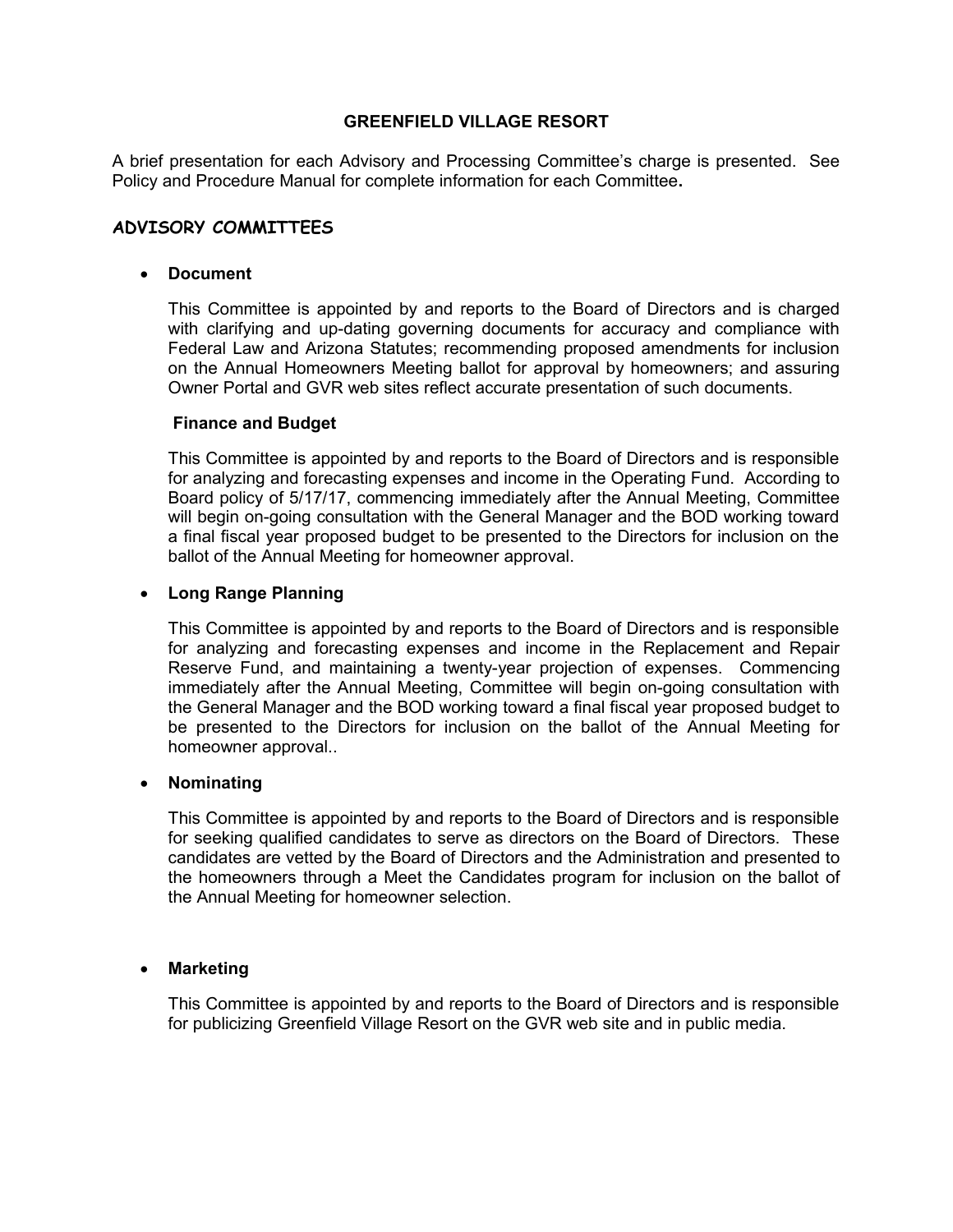# GREENFIELD VILLAGE RESORT

A brief presentation for each Advisory and Processing Committee's charge is presented. See Policy and Procedure Manual for complete information for each Committee**.**

## ADVISORY COMMITTEES

- **Document**

  This Committee is appointed by and reports to the Board of Directors and is charged with clarifying and up-dating governing documents for accuracy and compliance with Federal Law and Arizona Statutes; recommending proposed amendments for inclusion on the Annual Homeowners Meeting ballot for approval by homeowners; and assuring Owner Portal and GVR web sites reflect accurate presentation of such documents.

  **Finance and Budget**

  This Committee is appointed by and reports to the Board of Directors and is responsible for analyzing and forecasting expenses and income in the Operating Fund. According to Board policy of 5/17/17, commencing immediately after the Annual Meeting, Committee will begin on-going consultation with the General Manager and the BOD working toward a final fiscal year proposed budget to be presented to the Directors for inclusion on the ballot of the Annual Meeting for homeowner approval.

- **Long Range Planning**

  This Committee is appointed by and reports to the Board of Directors and is responsible for analyzing and forecasting expenses and income in the Replacement and Repair Reserve Fund, and maintaining a twenty-year projection of expenses. Commencing immediately after the Annual Meeting, Committee will begin on-going consultation with the General Manager and the BOD working toward a final fiscal year proposed budget to be presented to the Directors for inclusion on the ballot of the Annual Meeting for homeowner approval..

- **Nominating**

  This Committee is appointed by and reports to the Board of Directors and is responsible for seeking qualified candidates to serve as directors on the Board of Directors. These candidates are vetted by the Board of Directors and the Administration and presented to the homeowners through a Meet the Candidates program for inclusion on the ballot of the Annual Meeting for homeowner selection.

- **Marketing**

  This Committee is appointed by and reports to the Board of Directors and is responsible for publicizing Greenfield Village Resort on the GVR web site and in public media.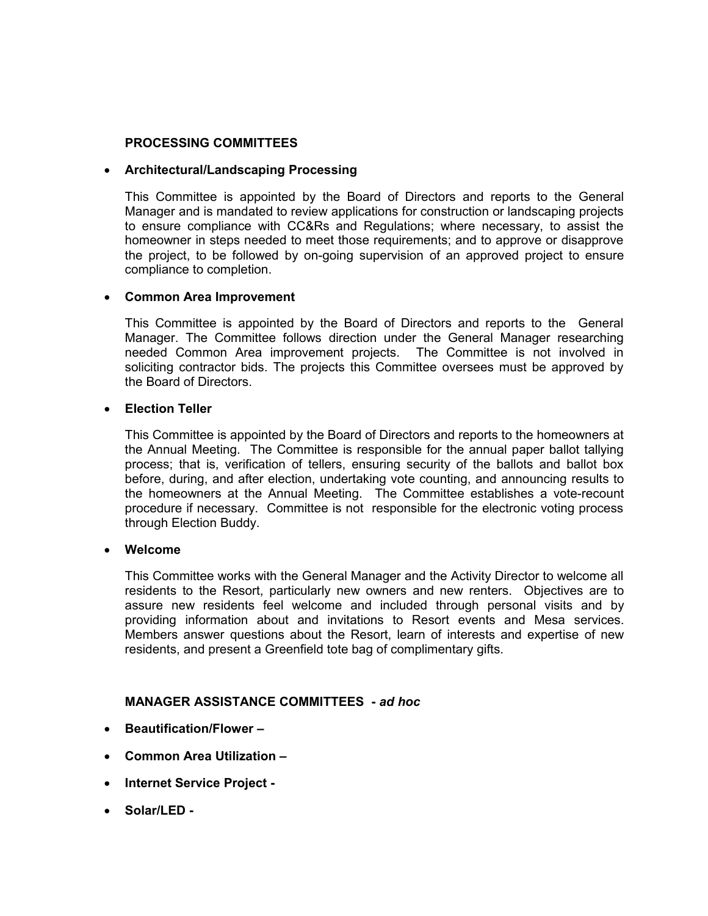## PROCESSING COMMITTEES

- **Architectural/Landscaping Processing**

  This Committee is appointed by the Board of Directors and reports to the General Manager and is mandated to review applications for construction or landscaping projects to ensure compliance with CC&Rs and Regulations; where necessary, to assist the homeowner in steps needed to meet those requirements; and to approve or disapprove the project, to be followed by on-going supervision of an approved project to ensure compliance to completion.

- **Common Area Improvement**

  This Committee is appointed by the Board of Directors and reports to the General Manager. The Committee follows direction under the General Manager researching needed Common Area improvement projects. The Committee is not involved in soliciting contractor bids. The projects this Committee oversees must be approved by the Board of Directors.

- **Election Teller**

  This Committee is appointed by the Board of Directors and reports to the homeowners at the Annual Meeting. The Committee is responsible for the annual paper ballot tallying process; that is, verification of tellers, ensuring security of the ballots and ballot box before, during, and after election, undertaking vote counting, and announcing results to the homeowners at the Annual Meeting. The Committee establishes a vote-recount procedure if necessary. Committee is not responsible for the electronic voting process through Election Buddy.

- **Welcome**

  This Committee works with the General Manager and the Activity Director to welcome all residents to the Resort, particularly new owners and new renters. Objectives are to assure new residents feel welcome and included through personal visits and by providing information about and invitations to Resort events and Mesa services. Members answer questions about the Resort, learn of interests and expertise of new residents, and present a Greenfield tote bag of complimentary gifts.

## MANAGER ASSISTANCE COMMITTEES - *ad hoc*

- **Beautification/Flower –**
- **Common Area Utilization –**
- **Internet Service Project -**
- **Solar/LED -**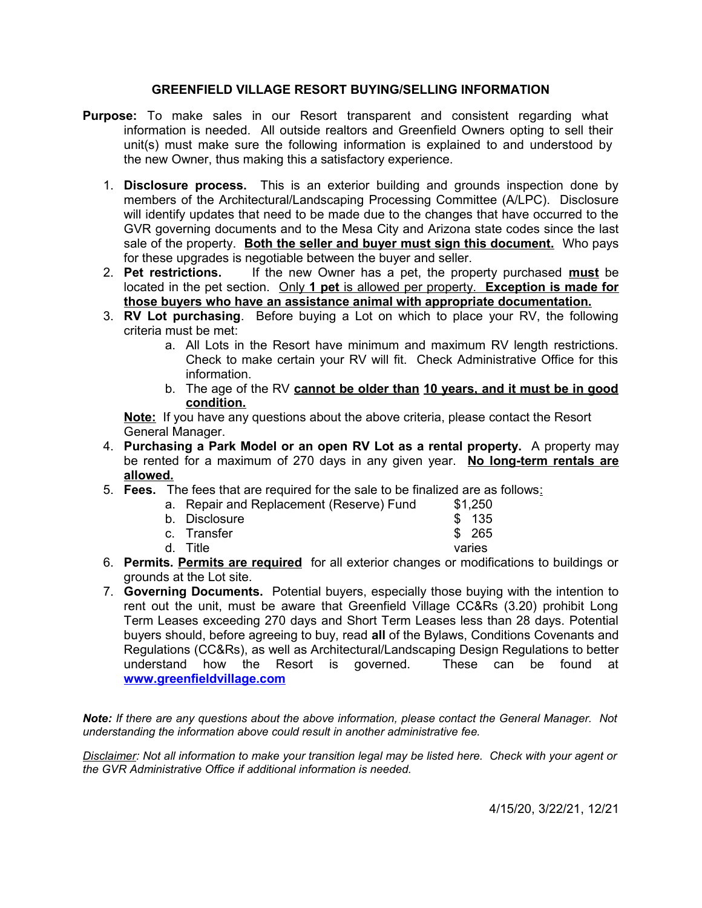## GREENFIELD VILLAGE RESORT BUYING/SELLING INFORMATION

**Purpose:** To make sales in our Resort transparent and consistent regarding what information is needed. All outside realtors and Greenfield Owners opting to sell their unit(s) must make sure the following information is explained to and understood by the new Owner, thus making this a satisfactory experience.

1. **Disclosure process.** This is an exterior building and grounds inspection done by members of the Architectural/Landscaping Processing Committee (A/LPC). Disclosure will identify updates that need to be made due to the changes that have occurred to the GVR governing documents and to the Mesa City and Arizona state codes since the last sale of the property. **<u>Both the seller and buyer must sign this document.</u>** Who pays for these upgrades is negotiable between the buyer and seller.
2. **Pet restrictions.** If the new Owner has a pet, the property purchased **<u>must</u>** be located in the pet section. <u>Only **1 pet** is allowed per property.</u> **<u>Exception is made for those buyers who have an assistance animal with appropriate documentation.</u>**
3. **RV Lot purchasing**. Before buying a Lot on which to place your RV, the following criteria must be met:
   a. All Lots in the Resort have minimum and maximum RV length restrictions. Check to make certain your RV will fit. Check Administrative Office for this information.
   b. The age of the RV **<u>cannot be older than</u>** **<u>10 years, and it must be in good condition.</u>**

   **<u>Note:</u>** If you have any questions about the above criteria, please contact the Resort General Manager.
4. **Purchasing a Park Model or an open RV Lot as a rental property.** A property may be rented for a maximum of 270 days in any given year. **<u>No long-term rentals are allowed.</u>**
5. **Fees.** The fees that are required for the sale to be finalized are as follows:

   | | |
   |---|---|
   | a. Repair and Replacement (Reserve) Fund | $1,250 |
   | b. Disclosure | $ 135 |
   | c. Transfer | $ 265 |
   | d. Title | varies |

6. **Permits. <u>Permits are required</u>** for all exterior changes or modifications to buildings or grounds at the Lot site.
7. **Governing Documents.** Potential buyers, especially those buying with the intention to rent out the unit, must be aware that Greenfield Village CC&Rs (3.20) prohibit Long Term Leases exceeding 270 days and Short Term Leases less than 28 days. Potential buyers should, before agreeing to buy, read **all** of the Bylaws, Conditions Covenants and Regulations (CC&Rs), as well as Architectural/Landscaping Design Regulations to better understand how the Resort is governed. These can be found at **[www.greenfieldvillage.com](http://www.greenfieldvillage.com)**

***Note:*** *If there are any questions about the above information, please contact the General Manager. Not understanding the information above could result in another administrative fee.*

*<u>Disclaimer</u>: Not all information to make your transition legal may be listed here. Check with your agent or the GVR Administrative Office if additional information is needed.*

4/15/20, 3/22/21, 12/21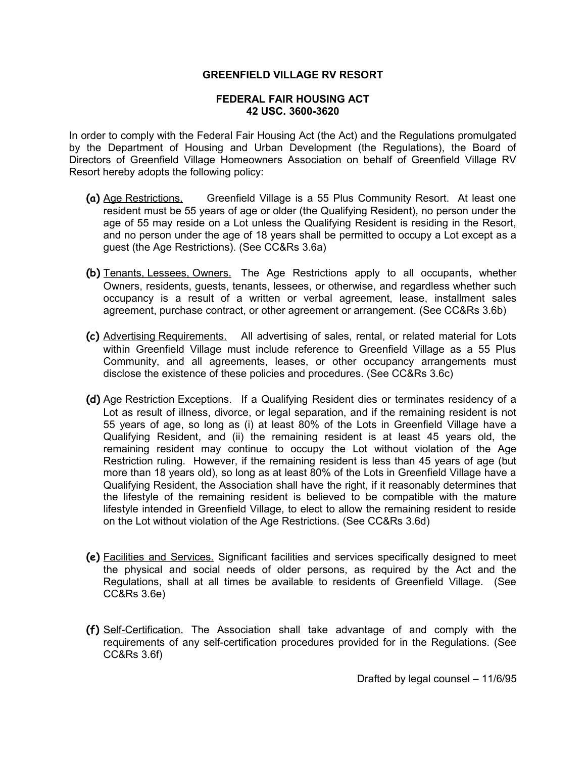**GREENFIELD VILLAGE RV RESORT**

**FEDERAL FAIR HOUSING ACT**
**42 USC. 3600-3620**

In order to comply with the Federal Fair Housing Act (the Act) and the Regulations promulgated by the Department of Housing and Urban Development (the Regulations), the Board of Directors of Greenfield Village Homeowners Association on behalf of Greenfield Village RV Resort hereby adopts the following policy:

**(a)** Age Restrictions. Greenfield Village is a 55 Plus Community Resort. At least one resident must be 55 years of age or older (the Qualifying Resident), no person under the age of 55 may reside on a Lot unless the Qualifying Resident is residing in the Resort, and no person under the age of 18 years shall be permitted to occupy a Lot except as a guest (the Age Restrictions). (See CC&Rs 3.6a)

**(b)** Tenants, Lessees, Owners. The Age Restrictions apply to all occupants, whether Owners, residents, guests, tenants, lessees, or otherwise, and regardless whether such occupancy is a result of a written or verbal agreement, lease, installment sales agreement, purchase contract, or other agreement or arrangement. (See CC&Rs 3.6b)

**(c)** Advertising Requirements. All advertising of sales, rental, or related material for Lots within Greenfield Village must include reference to Greenfield Village as a 55 Plus Community, and all agreements, leases, or other occupancy arrangements must disclose the existence of these policies and procedures. (See CC&Rs 3.6c)

**(d)** Age Restriction Exceptions. If a Qualifying Resident dies or terminates residency of a Lot as result of illness, divorce, or legal separation, and if the remaining resident is not 55 years of age, so long as (i) at least 80% of the Lots in Greenfield Village have a Qualifying Resident, and (ii) the remaining resident is at least 45 years old, the remaining resident may continue to occupy the Lot without violation of the Age Restriction ruling. However, if the remaining resident is less than 45 years of age (but more than 18 years old), so long as at least 80% of the Lots in Greenfield Village have a Qualifying Resident, the Association shall have the right, if it reasonably determines that the lifestyle of the remaining resident is believed to be compatible with the mature lifestyle intended in Greenfield Village, to elect to allow the remaining resident to reside on the Lot without violation of the Age Restrictions. (See CC&Rs 3.6d)

**(e)** Facilities and Services. Significant facilities and services specifically designed to meet the physical and social needs of older persons, as required by the Act and the Regulations, shall at all times be available to residents of Greenfield Village. (See CC&Rs 3.6e)

**(f)** Self-Certification. The Association shall take advantage of and comply with the requirements of any self-certification procedures provided for in the Regulations. (See CC&Rs 3.6f)

Drafted by legal counsel – 11/6/95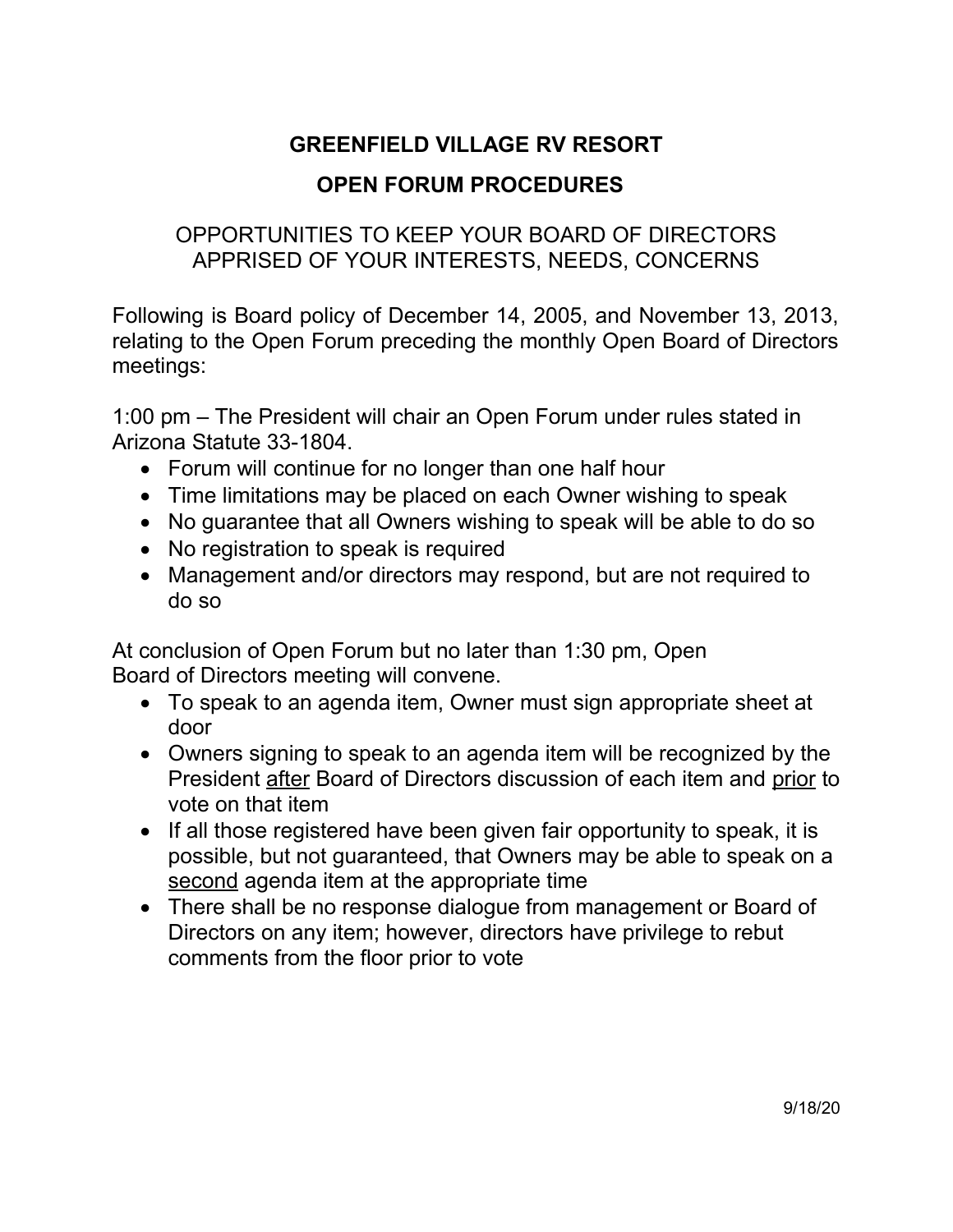# GREENFIELD VILLAGE RV RESORT

## OPEN FORUM PROCEDURES

OPPORTUNITIES TO KEEP YOUR BOARD OF DIRECTORS APPRISED OF YOUR INTERESTS, NEEDS, CONCERNS

Following is Board policy of December 14, 2005, and November 13, 2013, relating to the Open Forum preceding the monthly Open Board of Directors meetings:

1:00 pm – The President will chair an Open Forum under rules stated in Arizona Statute 33-1804.

- Forum will continue for no longer than one half hour
- Time limitations may be placed on each Owner wishing to speak
- No guarantee that all Owners wishing to speak will be able to do so
- No registration to speak is required
- Management and/or directors may respond, but are not required to do so

At conclusion of Open Forum but no later than 1:30 pm, Open Board of Directors meeting will convene.

- To speak to an agenda item, Owner must sign appropriate sheet at door
- Owners signing to speak to an agenda item will be recognized by the President <u>after</u> Board of Directors discussion of each item and <u>prior</u> to vote on that item
- If all those registered have been given fair opportunity to speak, it is possible, but not guaranteed, that Owners may be able to speak on a <u>second</u> agenda item at the appropriate time
- There shall be no response dialogue from management or Board of Directors on any item; however, directors have privilege to rebut comments from the floor prior to vote

9/18/20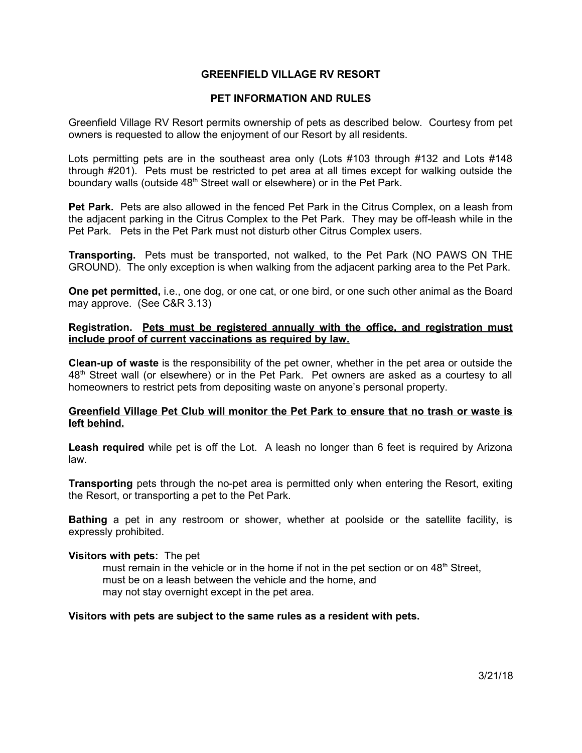# GREENFIELD VILLAGE RV RESORT

## PET INFORMATION AND RULES

Greenfield Village RV Resort permits ownership of pets as described below. Courtesy from pet owners is requested to allow the enjoyment of our Resort by all residents.

Lots permitting pets are in the southeast area only (Lots #103 through #132 and Lots #148 through #201). Pets must be restricted to pet area at all times except for walking outside the boundary walls (outside 48th Street wall or elsewhere) or in the Pet Park.

**Pet Park.** Pets are also allowed in the fenced Pet Park in the Citrus Complex, on a leash from the adjacent parking in the Citrus Complex to the Pet Park. They may be off-leash while in the Pet Park. Pets in the Pet Park must not disturb other Citrus Complex users.

**Transporting.** Pets must be transported, not walked, to the Pet Park (NO PAWS ON THE GROUND). The only exception is when walking from the adjacent parking area to the Pet Park.

**One pet permitted,** i.e., one dog, or one cat, or one bird, or one such other animal as the Board may approve. (See C&R 3.13)

**Registration. <u>Pets must be registered annually with the office, and registration must include proof of current vaccinations as required by law.</u>**

**Clean-up of waste** is the responsibility of the pet owner, whether in the pet area or outside the 48th Street wall (or elsewhere) or in the Pet Park. Pet owners are asked as a courtesy to all homeowners to restrict pets from depositing waste on anyone's personal property.

**<u>Greenfield Village Pet Club will monitor the Pet Park to ensure that no trash or waste is left behind.</u>**

**Leash required** while pet is off the Lot. A leash no longer than 6 feet is required by Arizona law.

**Transporting** pets through the no-pet area is permitted only when entering the Resort, exiting the Resort, or transporting a pet to the Pet Park.

**Bathing** a pet in any restroom or shower, whether at poolside or the satellite facility, is expressly prohibited.

**Visitors with pets:** The pet

- must remain in the vehicle or in the home if not in the pet section or on 48th Street,
- must be on a leash between the vehicle and the home, and
- may not stay overnight except in the pet area.

**Visitors with pets are subject to the same rules as a resident with pets.**

3/21/18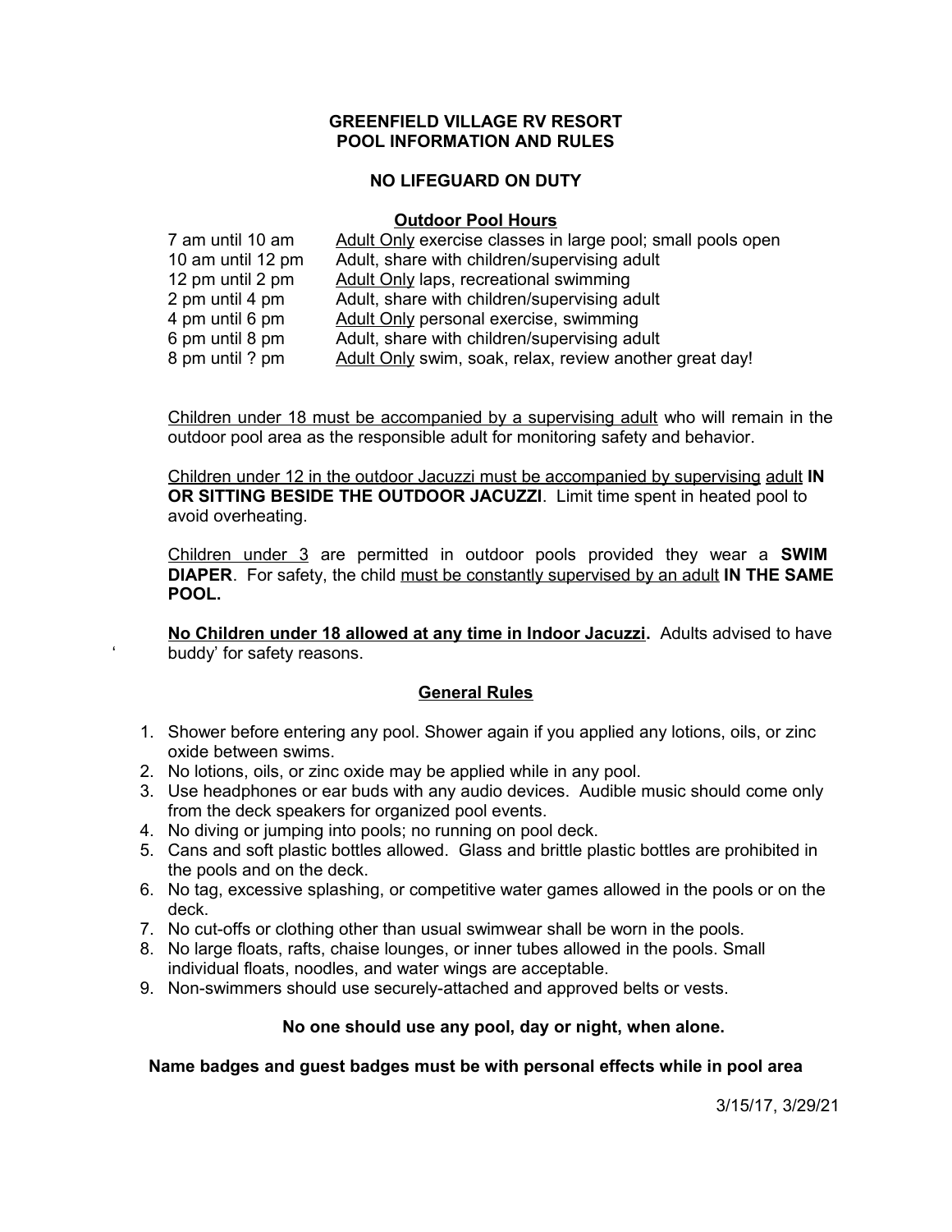# GREENFIELD VILLAGE RV RESORT
# POOL INFORMATION AND RULES

## NO LIFEGUARD ON DUTY

### Outdoor Pool Hours

| | |
|---|---|
| 7 am until 10 am | Adult Only exercise classes in large pool; small pools open |
| 10 am until 12 pm | Adult, share with children/supervising adult |
| 12 pm until 2 pm | Adult Only laps, recreational swimming |
| 2 pm until 4 pm | Adult, share with children/supervising adult |
| 4 pm until 6 pm | Adult Only personal exercise, swimming |
| 6 pm until 8 pm | Adult, share with children/supervising adult |
| 8 pm until ? pm | Adult Only swim, soak, relax, review another great day! |

Children under 18 must be accompanied by a supervising adult who will remain in the outdoor pool area as the responsible adult for monitoring safety and behavior.

Children under 12 in the outdoor Jacuzzi must be accompanied by supervising adult **IN OR SITTING BESIDE THE OUTDOOR JACUZZI**. Limit time spent in heated pool to avoid overheating.

Children under 3 are permitted in outdoor pools provided they wear a **SWIM DIAPER**. For safety, the child must be constantly supervised by an adult **IN THE SAME POOL.**

**No Children under 18 allowed at any time in Indoor Jacuzzi.** Adults advised to have 'buddy' for safety reasons.

### General Rules

1. Shower before entering any pool. Shower again if you applied any lotions, oils, or zinc oxide between swims.
2. No lotions, oils, or zinc oxide may be applied while in any pool.
3. Use headphones or ear buds with any audio devices. Audible music should come only from the deck speakers for organized pool events.
4. No diving or jumping into pools; no running on pool deck.
5. Cans and soft plastic bottles allowed. Glass and brittle plastic bottles are prohibited in the pools and on the deck.
6. No tag, excessive splashing, or competitive water games allowed in the pools or on the deck.
7. No cut-offs or clothing other than usual swimwear shall be worn in the pools.
8. No large floats, rafts, chaise lounges, or inner tubes allowed in the pools. Small individual floats, noodles, and water wings are acceptable.
9. Non-swimmers should use securely-attached and approved belts or vests.

**No one should use any pool, day or night, when alone.**

**Name badges and guest badges must be with personal effects while in pool area**

3/15/17, 3/29/21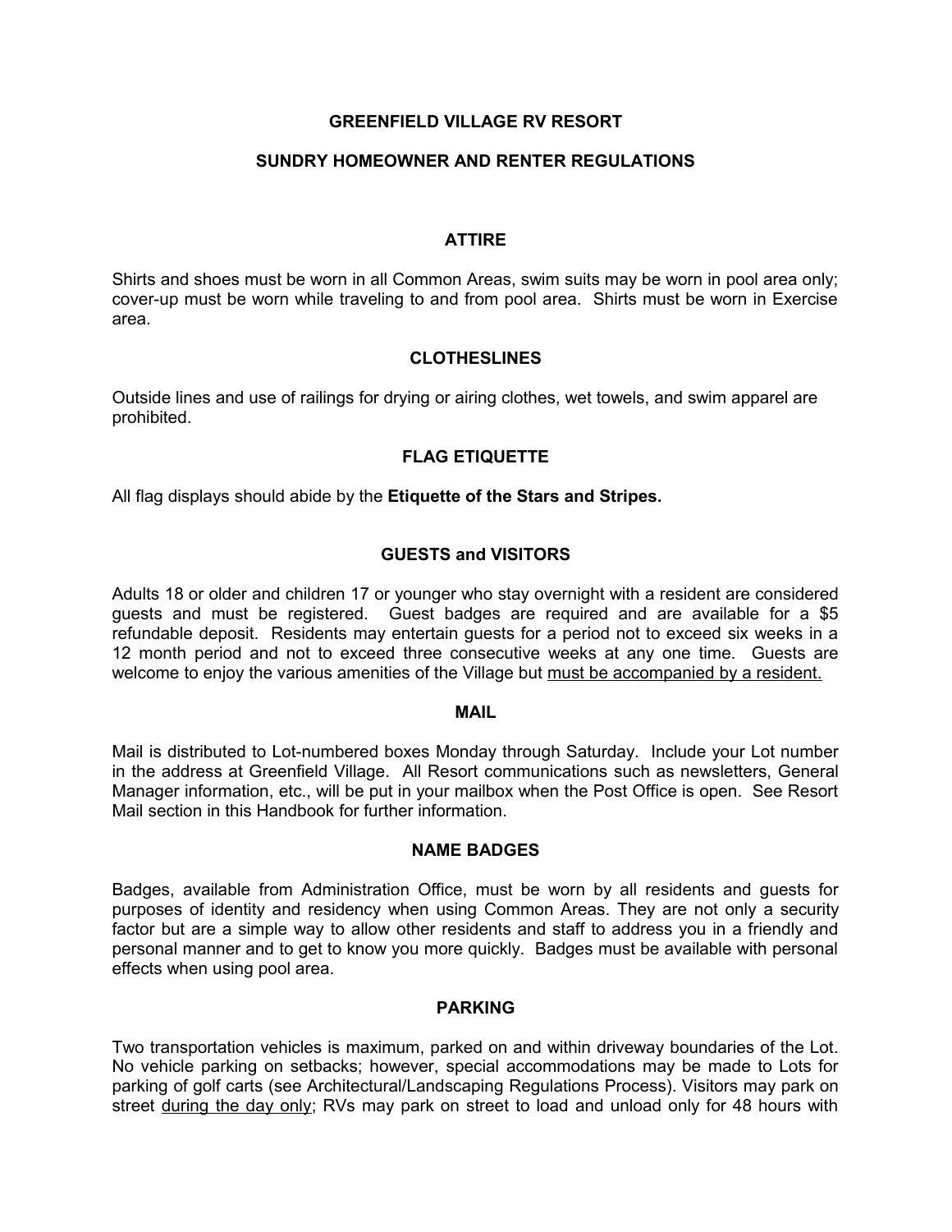# GREENFIELD VILLAGE RV RESORT

## SUNDRY HOMEOWNER AND RENTER REGULATIONS

### ATTIRE

Shirts and shoes must be worn in all Common Areas, swim suits may be worn in pool area only; cover-up must be worn while traveling to and from pool area. Shirts must be worn in Exercise area.

### CLOTHESLINES

Outside lines and use of railings for drying or airing clothes, wet towels, and swim apparel are prohibited.

### FLAG ETIQUETTE

All flag displays should abide by the **Etiquette of the Stars and Stripes.**

### GUESTS and VISITORS

Adults 18 or older and children 17 or younger who stay overnight with a resident are considered guests and must be registered. Guest badges are required and are available for a $5 refundable deposit. Residents may entertain guests for a period not to exceed six weeks in a 12 month period and not to exceed three consecutive weeks at any one time. Guests are welcome to enjoy the various amenities of the Village but <u>must be accompanied by a resident.</u>

### MAIL

Mail is distributed to Lot-numbered boxes Monday through Saturday. Include your Lot number in the address at Greenfield Village. All Resort communications such as newsletters, General Manager information, etc., will be put in your mailbox when the Post Office is open. See Resort Mail section in this Handbook for further information.

### NAME BADGES

Badges, available from Administration Office, must be worn by all residents and guests for purposes of identity and residency when using Common Areas. They are not only a security factor but are a simple way to allow other residents and staff to address you in a friendly and personal manner and to get to know you more quickly. Badges must be available with personal effects when using pool area.

### PARKING

Two transportation vehicles is maximum, parked on and within driveway boundaries of the Lot. No vehicle parking on setbacks; however, special accommodations may be made to Lots for parking of golf carts (see Architectural/Landscaping Regulations Process). Visitors may park on street <u>during the day only</u>; RVs may park on street to load and unload only for 48 hours with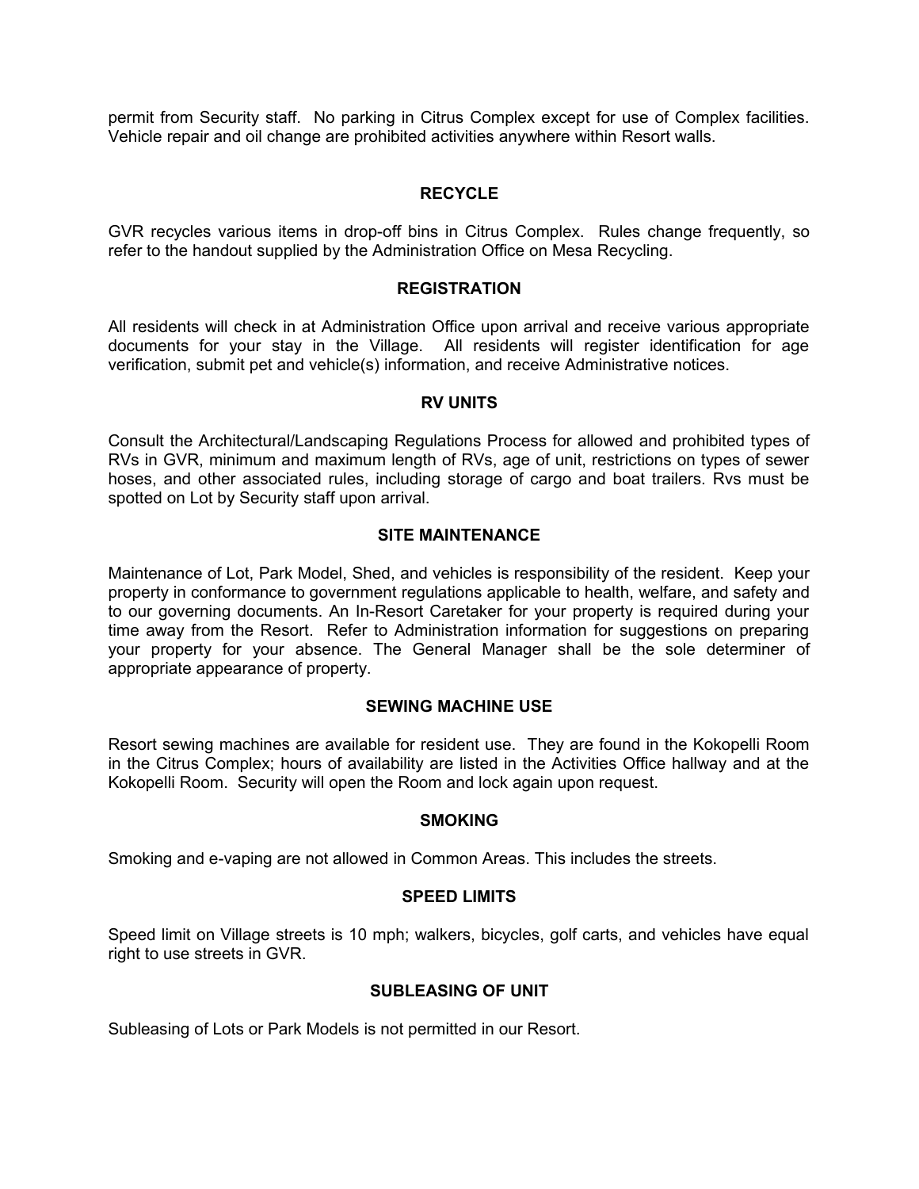permit from Security staff. No parking in Citrus Complex except for use of Complex facilities. Vehicle repair and oil change are prohibited activities anywhere within Resort walls.

### RECYCLE

GVR recycles various items in drop-off bins in Citrus Complex. Rules change frequently, so refer to the handout supplied by the Administration Office on Mesa Recycling.

### REGISTRATION

All residents will check in at Administration Office upon arrival and receive various appropriate documents for your stay in the Village. All residents will register identification for age verification, submit pet and vehicle(s) information, and receive Administrative notices.

### RV UNITS

Consult the Architectural/Landscaping Regulations Process for allowed and prohibited types of RVs in GVR, minimum and maximum length of RVs, age of unit, restrictions on types of sewer hoses, and other associated rules, including storage of cargo and boat trailers. Rvs must be spotted on Lot by Security staff upon arrival.

### SITE MAINTENANCE

Maintenance of Lot, Park Model, Shed, and vehicles is responsibility of the resident. Keep your property in conformance to government regulations applicable to health, welfare, and safety and to our governing documents. An In-Resort Caretaker for your property is required during your time away from the Resort. Refer to Administration information for suggestions on preparing your property for your absence. The General Manager shall be the sole determiner of appropriate appearance of property.

### SEWING MACHINE USE

Resort sewing machines are available for resident use. They are found in the Kokopelli Room in the Citrus Complex; hours of availability are listed in the Activities Office hallway and at the Kokopelli Room. Security will open the Room and lock again upon request.

### SMOKING

Smoking and e-vaping are not allowed in Common Areas. This includes the streets.

### SPEED LIMITS

Speed limit on Village streets is 10 mph; walkers, bicycles, golf carts, and vehicles have equal right to use streets in GVR.

### SUBLEASING OF UNIT

Subleasing of Lots or Park Models is not permitted in our Resort.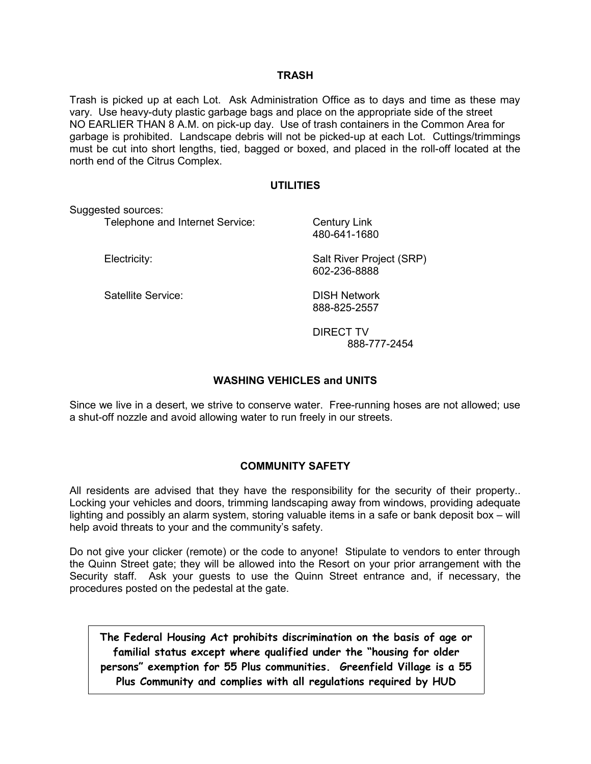## TRASH

Trash is picked up at each Lot. Ask Administration Office as to days and time as these may vary. Use heavy-duty plastic garbage bags and place on the appropriate side of the street NO EARLIER THAN 8 A.M. on pick-up day. Use of trash containers in the Common Area for garbage is prohibited. Landscape debris will not be picked-up at each Lot. Cuttings/trimmings must be cut into short lengths, tied, bagged or boxed, and placed in the roll-off located at the north end of the Citrus Complex.

## UTILITIES

Suggested sources:

| | |
|---|---|
| Telephone and Internet Service: | Century Link<br>480-641-1680 |
| Electricity: | Salt River Project (SRP)<br>602-236-8888 |
| Satellite Service: | DISH Network<br>888-825-2557 |
| | DIRECT TV<br>888-777-2454 |

## WASHING VEHICLES and UNITS

Since we live in a desert, we strive to conserve water. Free-running hoses are not allowed; use a shut-off nozzle and avoid allowing water to run freely in our streets.

## COMMUNITY SAFETY

All residents are advised that they have the responsibility for the security of their property.. Locking your vehicles and doors, trimming landscaping away from windows, providing adequate lighting and possibly an alarm system, storing valuable items in a safe or bank deposit box – will help avoid threats to your and the community's safety.

Do not give your clicker (remote) or the code to anyone! Stipulate to vendors to enter through the Quinn Street gate; they will be allowed into the Resort on your prior arrangement with the Security staff. Ask your guests to use the Quinn Street entrance and, if necessary, the procedures posted on the pedestal at the gate.

**The Federal Housing Act prohibits discrimination on the basis of age or familial status except where qualified under the "housing for older persons" exemption for 55 Plus communities. Greenfield Village is a 55 Plus Community and complies with all regulations required by HUD**